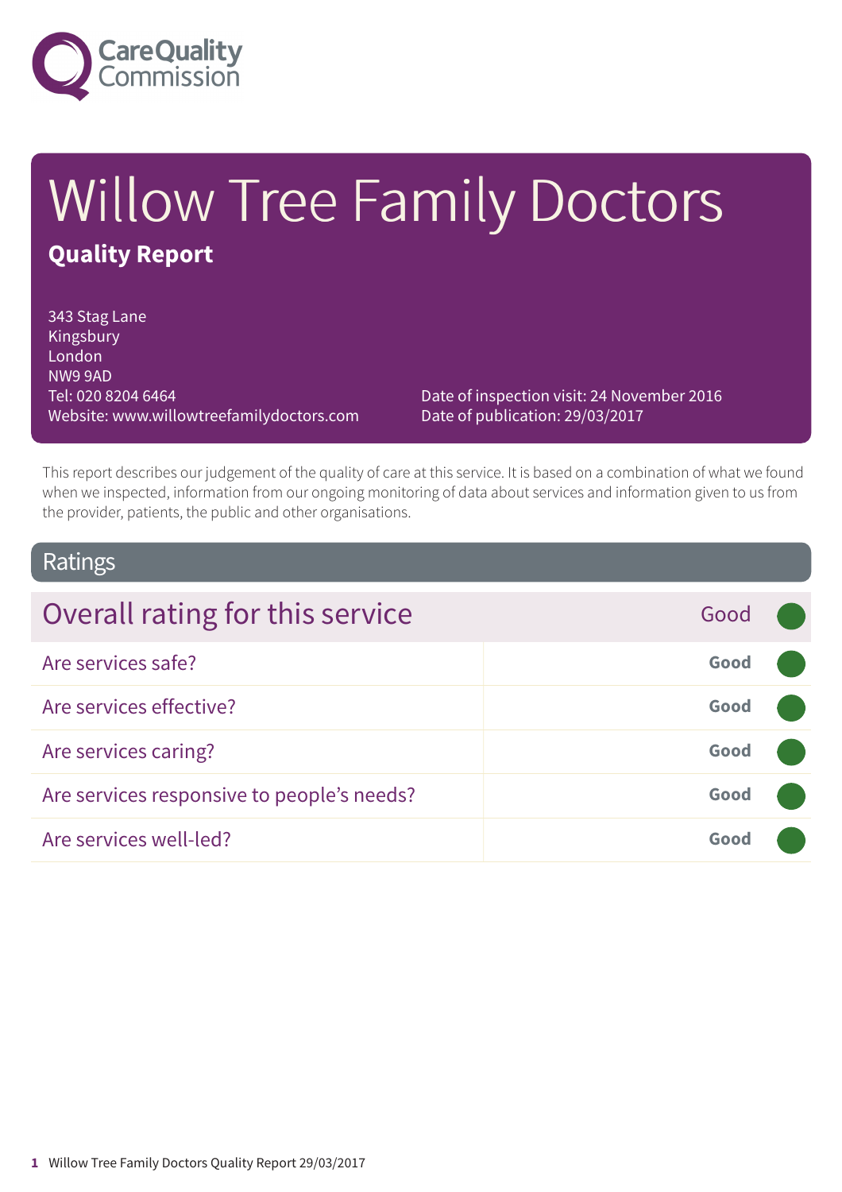Care Quality Commission

# Willow Tree Family Doctors

## Quality Report

343 Stag Lane
Kingsbury
London
NW9 9AD
Tel: 020 8204 6464
Website: www.willowtreefamilydoctors.com

Date of inspection visit: 24 November 2016
Date of publication: 29/03/2017

This report describes our judgement of the quality of care at this service. It is based on a combination of what we found when we inspected, information from our ongoing monitoring of data about services and information given to us from the provider, patients, the public and other organisations.

## Ratings

| Overall rating for this service | Good |
|---|---|
| Are services safe? | **Good** |
| Are services effective? | **Good** |
| Are services caring? | **Good** |
| Are services responsive to people's needs? | **Good** |
| Are services well-led? | **Good** |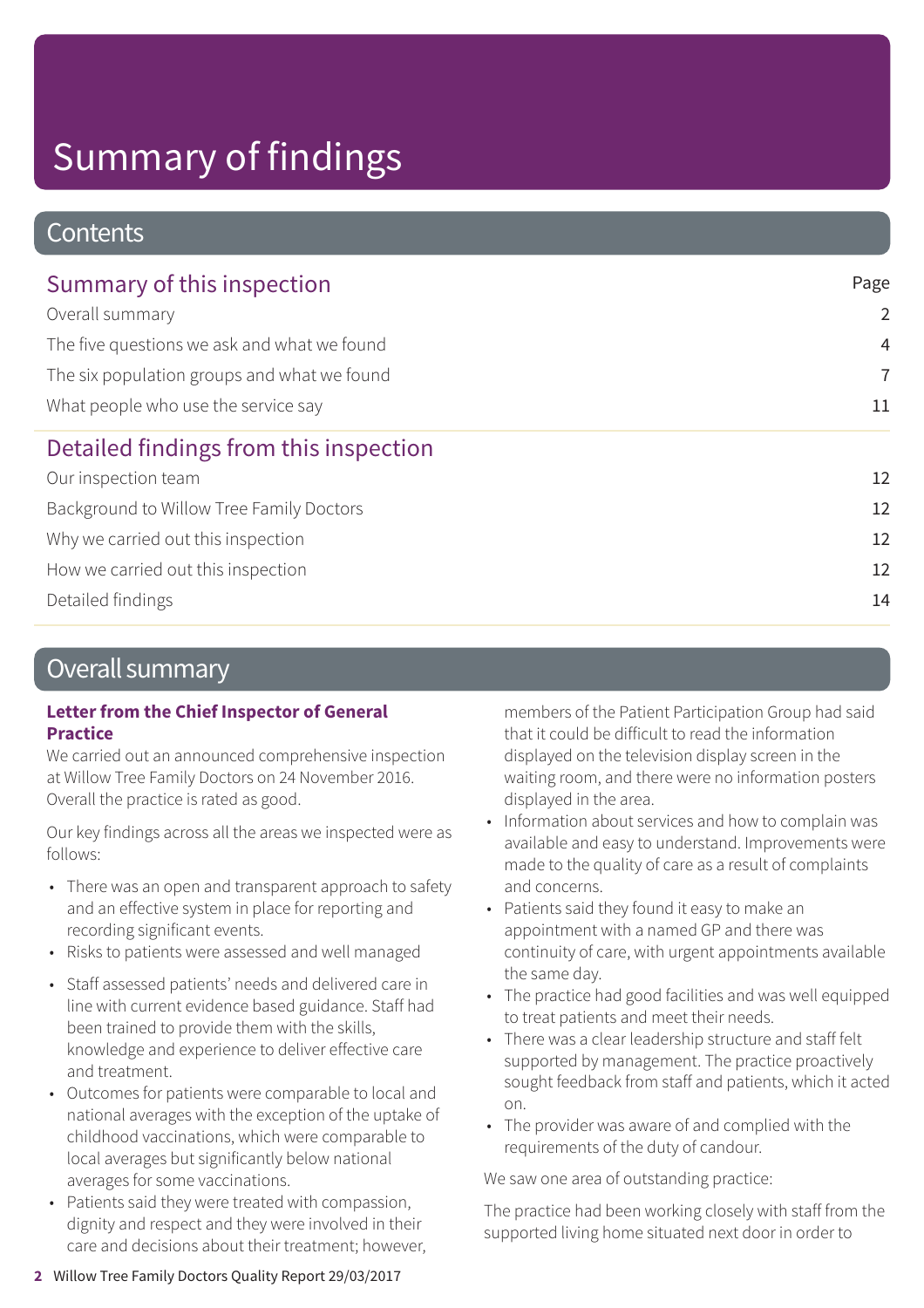# Summary of findings

## Contents

### Summary of this inspection

| | Page |
|---|---|
| Overall summary | 2 |
| The five questions we ask and what we found | 4 |
| The six population groups and what we found | 7 |
| What people who use the service say | 11 |

### Detailed findings from this inspection

| | |
|---|---|
| Our inspection team | 12 |
| Background to Willow Tree Family Doctors | 12 |
| Why we carried out this inspection | 12 |
| How we carried out this inspection | 12 |
| Detailed findings | 14 |

## Overall summary

**Letter from the Chief Inspector of General Practice**

We carried out an announced comprehensive inspection at Willow Tree Family Doctors on 24 November 2016. Overall the practice is rated as good.

Our key findings across all the areas we inspected were as follows:

- There was an open and transparent approach to safety and an effective system in place for reporting and recording significant events.
- Risks to patients were assessed and well managed
- Staff assessed patients' needs and delivered care in line with current evidence based guidance. Staff had been trained to provide them with the skills, knowledge and experience to deliver effective care and treatment.
- Outcomes for patients were comparable to local and national averages with the exception of the uptake of childhood vaccinations, which were comparable to local averages but significantly below national averages for some vaccinations.
- Patients said they were treated with compassion, dignity and respect and they were involved in their care and decisions about their treatment; however, members of the Patient Participation Group had said that it could be difficult to read the information displayed on the television display screen in the waiting room, and there were no information posters displayed in the area.
- Information about services and how to complain was available and easy to understand. Improvements were made to the quality of care as a result of complaints and concerns.
- Patients said they found it easy to make an appointment with a named GP and there was continuity of care, with urgent appointments available the same day.
- The practice had good facilities and was well equipped to treat patients and meet their needs.
- There was a clear leadership structure and staff felt supported by management. The practice proactively sought feedback from staff and patients, which it acted on.
- The provider was aware of and complied with the requirements of the duty of candour.

We saw one area of outstanding practice:

The practice had been working closely with staff from the supported living home situated next door in order to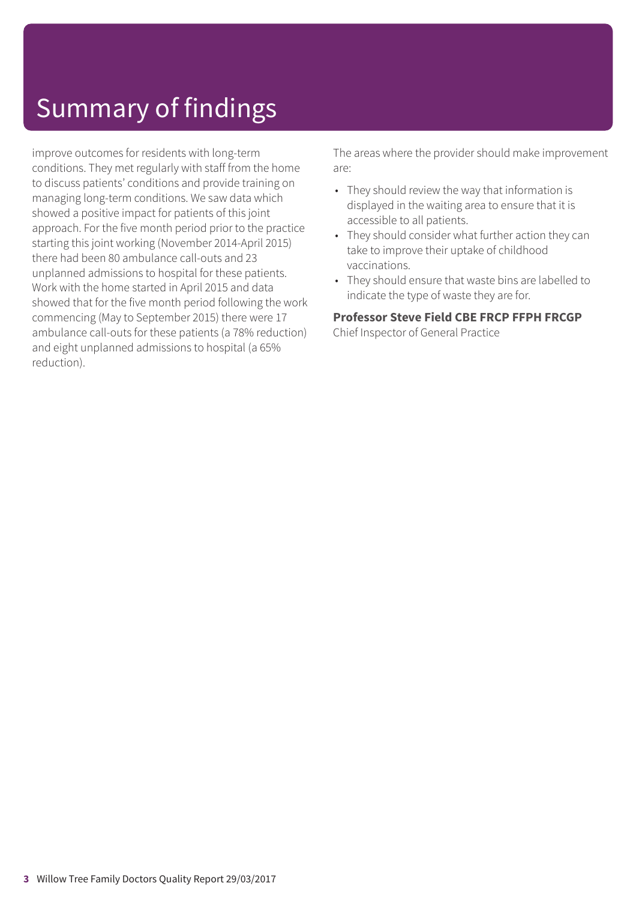# Summary of findings

improve outcomes for residents with long-term conditions. They met regularly with staff from the home to discuss patients' conditions and provide training on managing long-term conditions. We saw data which showed a positive impact for patients of this joint approach. For the five month period prior to the practice starting this joint working (November 2014-April 2015) there had been 80 ambulance call-outs and 23 unplanned admissions to hospital for these patients. Work with the home started in April 2015 and data showed that for the five month period following the work commencing (May to September 2015) there were 17 ambulance call-outs for these patients (a 78% reduction) and eight unplanned admissions to hospital (a 65% reduction).

The areas where the provider should make improvement are:

- They should review the way that information is displayed in the waiting area to ensure that it is accessible to all patients.
- They should consider what further action they can take to improve their uptake of childhood vaccinations.
- They should ensure that waste bins are labelled to indicate the type of waste they are for.

**Professor Steve Field CBE FRCP FFPH FRCGP**
Chief Inspector of General Practice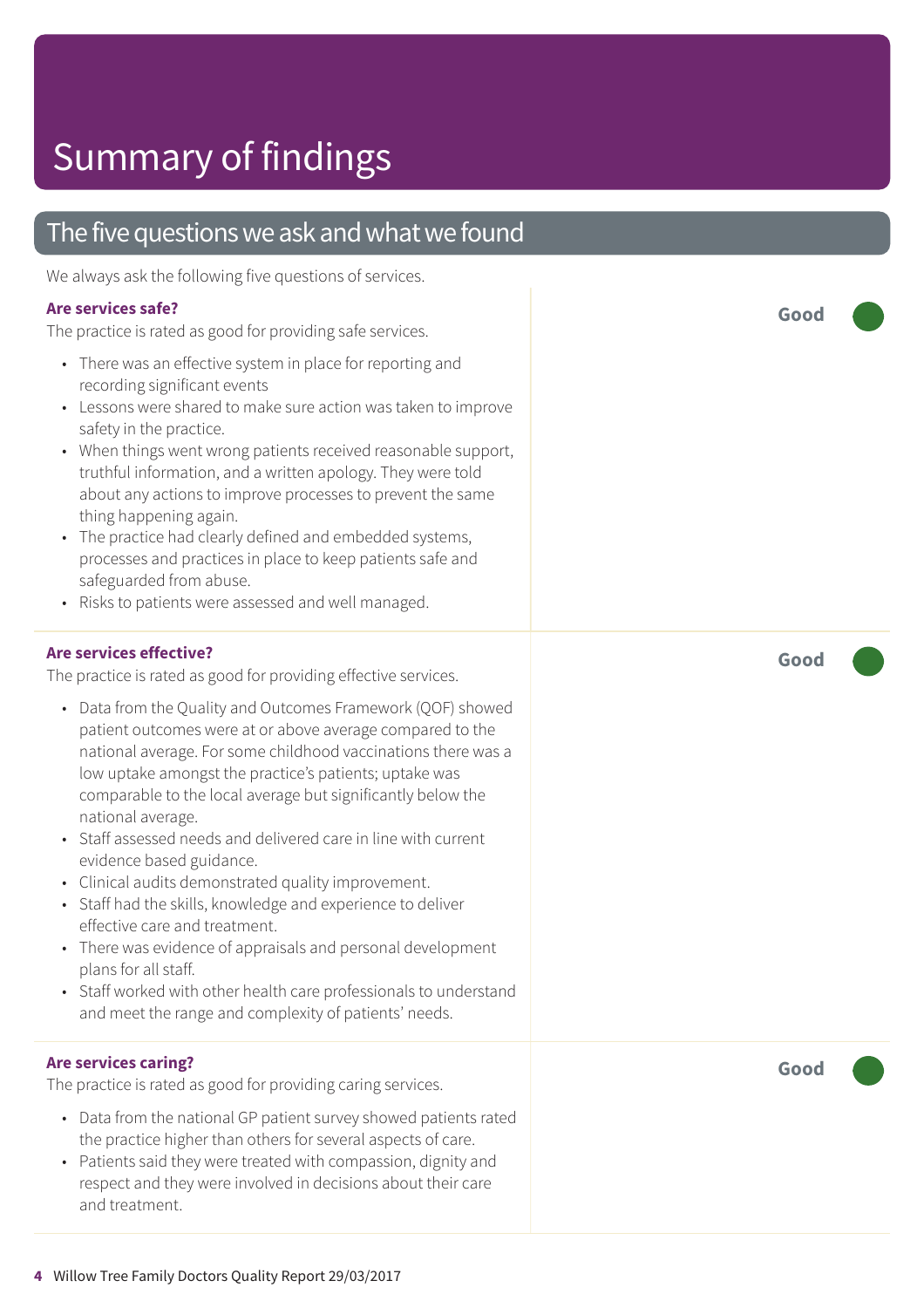# Summary of findings

## The five questions we ask and what we found

We always ask the following five questions of services.

### Are services safe?

**Good**

The practice is rated as good for providing safe services.

- There was an effective system in place for reporting and recording significant events
- Lessons were shared to make sure action was taken to improve safety in the practice.
- When things went wrong patients received reasonable support, truthful information, and a written apology. They were told about any actions to improve processes to prevent the same thing happening again.
- The practice had clearly defined and embedded systems, processes and practices in place to keep patients safe and safeguarded from abuse.
- Risks to patients were assessed and well managed.

### Are services effective?

**Good**

The practice is rated as good for providing effective services.

- Data from the Quality and Outcomes Framework (QOF) showed patient outcomes were at or above average compared to the national average. For some childhood vaccinations there was a low uptake amongst the practice's patients; uptake was comparable to the local average but significantly below the national average.
- Staff assessed needs and delivered care in line with current evidence based guidance.
- Clinical audits demonstrated quality improvement.
- Staff had the skills, knowledge and experience to deliver effective care and treatment.
- There was evidence of appraisals and personal development plans for all staff.
- Staff worked with other health care professionals to understand and meet the range and complexity of patients' needs.

### Are services caring?

**Good**

The practice is rated as good for providing caring services.

- Data from the national GP patient survey showed patients rated the practice higher than others for several aspects of care.
- Patients said they were treated with compassion, dignity and respect and they were involved in decisions about their care and treatment.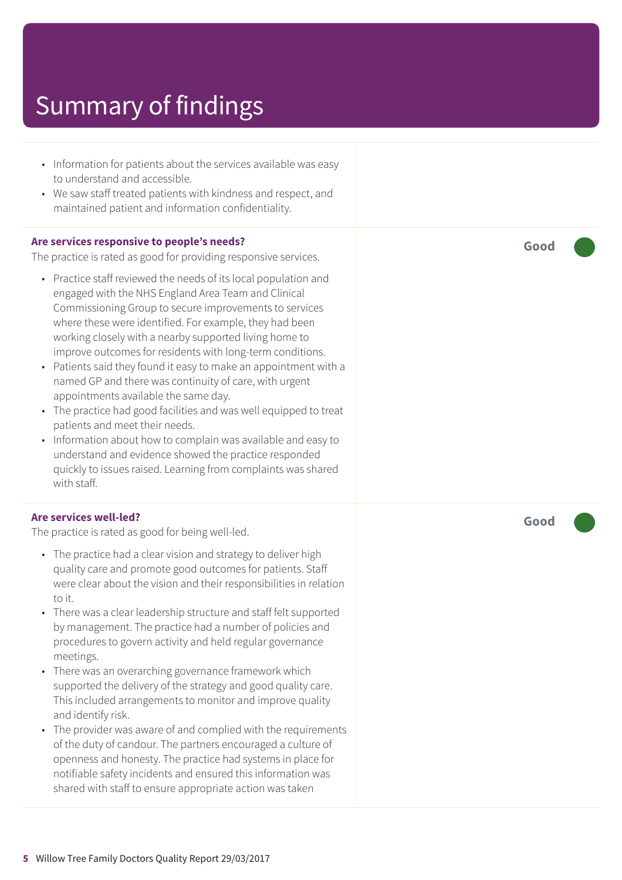# Summary of findings

- Information for patients about the services available was easy to understand and accessible.
- We saw staff treated patients with kindness and respect, and maintained patient and information confidentiality.

**Are services responsive to people's needs?**

**Good**

The practice is rated as good for providing responsive services.

- Practice staff reviewed the needs of its local population and engaged with the NHS England Area Team and Clinical Commissioning Group to secure improvements to services where these were identified. For example, they had been working closely with a nearby supported living home to improve outcomes for residents with long-term conditions.
- Patients said they found it easy to make an appointment with a named GP and there was continuity of care, with urgent appointments available the same day.
- The practice had good facilities and was well equipped to treat patients and meet their needs.
- Information about how to complain was available and easy to understand and evidence showed the practice responded quickly to issues raised. Learning from complaints was shared with staff.

**Are services well-led?**

**Good**

The practice is rated as good for being well-led.

- The practice had a clear vision and strategy to deliver high quality care and promote good outcomes for patients. Staff were clear about the vision and their responsibilities in relation to it.
- There was a clear leadership structure and staff felt supported by management. The practice had a number of policies and procedures to govern activity and held regular governance meetings.
- There was an overarching governance framework which supported the delivery of the strategy and good quality care. This included arrangements to monitor and improve quality and identify risk.
- The provider was aware of and complied with the requirements of the duty of candour. The partners encouraged a culture of openness and honesty. The practice had systems in place for notifiable safety incidents and ensured this information was shared with staff to ensure appropriate action was taken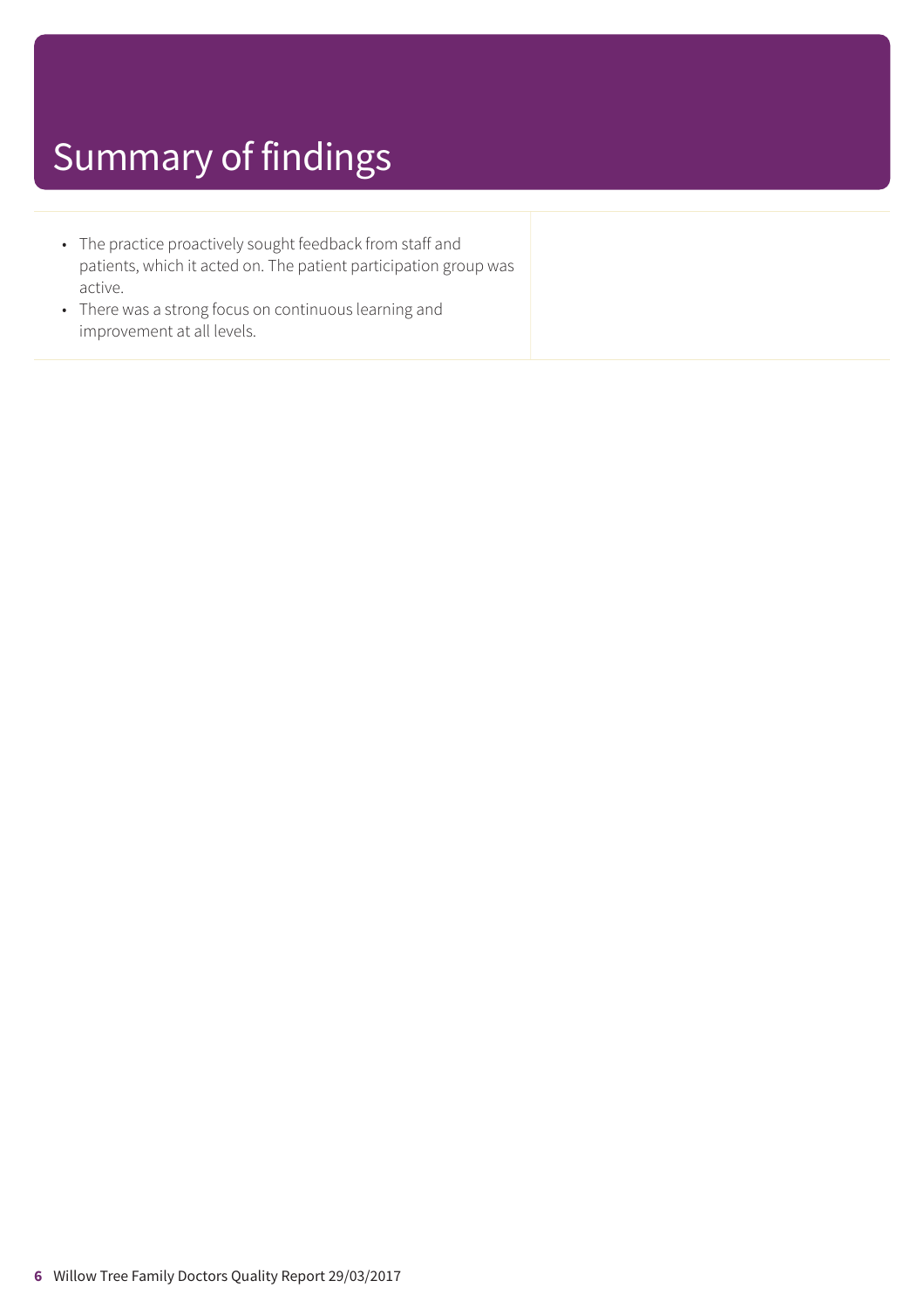# Summary of findings

- The practice proactively sought feedback from staff and patients, which it acted on. The patient participation group was active.
- There was a strong focus on continuous learning and improvement at all levels.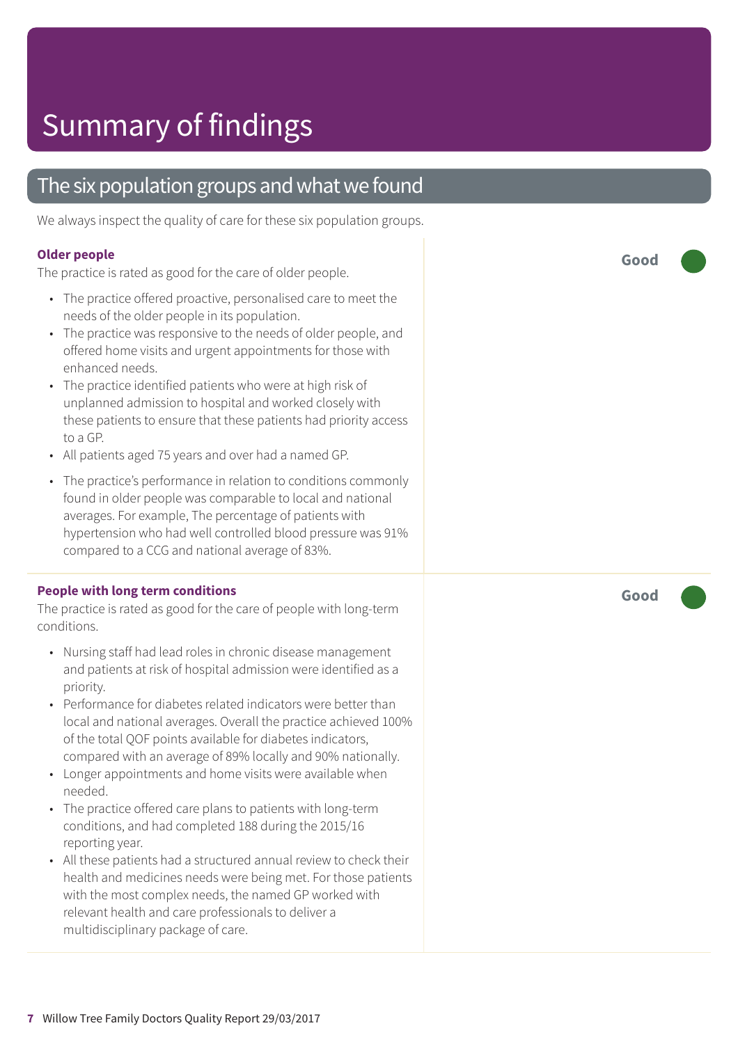# Summary of findings

## The six population groups and what we found

We always inspect the quality of care for these six population groups.

### Older people

**Good**

The practice is rated as good for the care of older people.

- The practice offered proactive, personalised care to meet the needs of the older people in its population.
- The practice was responsive to the needs of older people, and offered home visits and urgent appointments for those with enhanced needs.
- The practice identified patients who were at high risk of unplanned admission to hospital and worked closely with these patients to ensure that these patients had priority access to a GP.
- All patients aged 75 years and over had a named GP.
- The practice's performance in relation to conditions commonly found in older people was comparable to local and national averages. For example, The percentage of patients with hypertension who had well controlled blood pressure was 91% compared to a CCG and national average of 83%.

### People with long term conditions

**Good**

The practice is rated as good for the care of people with long-term conditions.

- Nursing staff had lead roles in chronic disease management and patients at risk of hospital admission were identified as a priority.
- Performance for diabetes related indicators were better than local and national averages. Overall the practice achieved 100% of the total QOF points available for diabetes indicators, compared with an average of 89% locally and 90% nationally.
- Longer appointments and home visits were available when needed.
- The practice offered care plans to patients with long-term conditions, and had completed 188 during the 2015/16 reporting year.
- All these patients had a structured annual review to check their health and medicines needs were being met. For those patients with the most complex needs, the named GP worked with relevant health and care professionals to deliver a multidisciplinary package of care.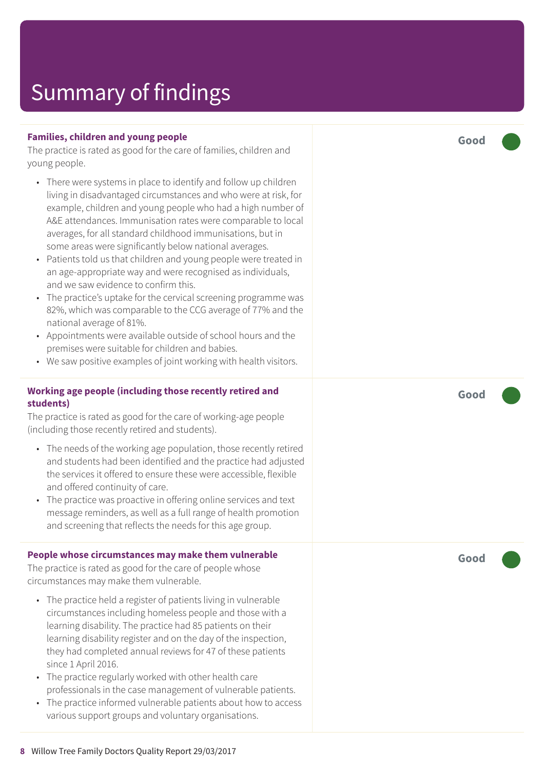# Summary of findings

**Families, children and young people**

**Good**

The practice is rated as good for the care of families, children and young people.

- There were systems in place to identify and follow up children living in disadvantaged circumstances and who were at risk, for example, children and young people who had a high number of A&E attendances. Immunisation rates were comparable to local averages, for all standard childhood immunisations, but in some areas were significantly below national averages.
- Patients told us that children and young people were treated in an age-appropriate way and were recognised as individuals, and we saw evidence to confirm this.
- The practice's uptake for the cervical screening programme was 82%, which was comparable to the CCG average of 77% and the national average of 81%.
- Appointments were available outside of school hours and the premises were suitable for children and babies.
- We saw positive examples of joint working with health visitors.

**Working age people (including those recently retired and students)**

**Good**

The practice is rated as good for the care of working-age people (including those recently retired and students).

- The needs of the working age population, those recently retired and students had been identified and the practice had adjusted the services it offered to ensure these were accessible, flexible and offered continuity of care.
- The practice was proactive in offering online services and text message reminders, as well as a full range of health promotion and screening that reflects the needs for this age group.

**People whose circumstances may make them vulnerable**

**Good**

The practice is rated as good for the care of people whose circumstances may make them vulnerable.

- The practice held a register of patients living in vulnerable circumstances including homeless people and those with a learning disability. The practice had 85 patients on their learning disability register and on the day of the inspection, they had completed annual reviews for 47 of these patients since 1 April 2016.
- The practice regularly worked with other health care professionals in the case management of vulnerable patients.
- The practice informed vulnerable patients about how to access various support groups and voluntary organisations.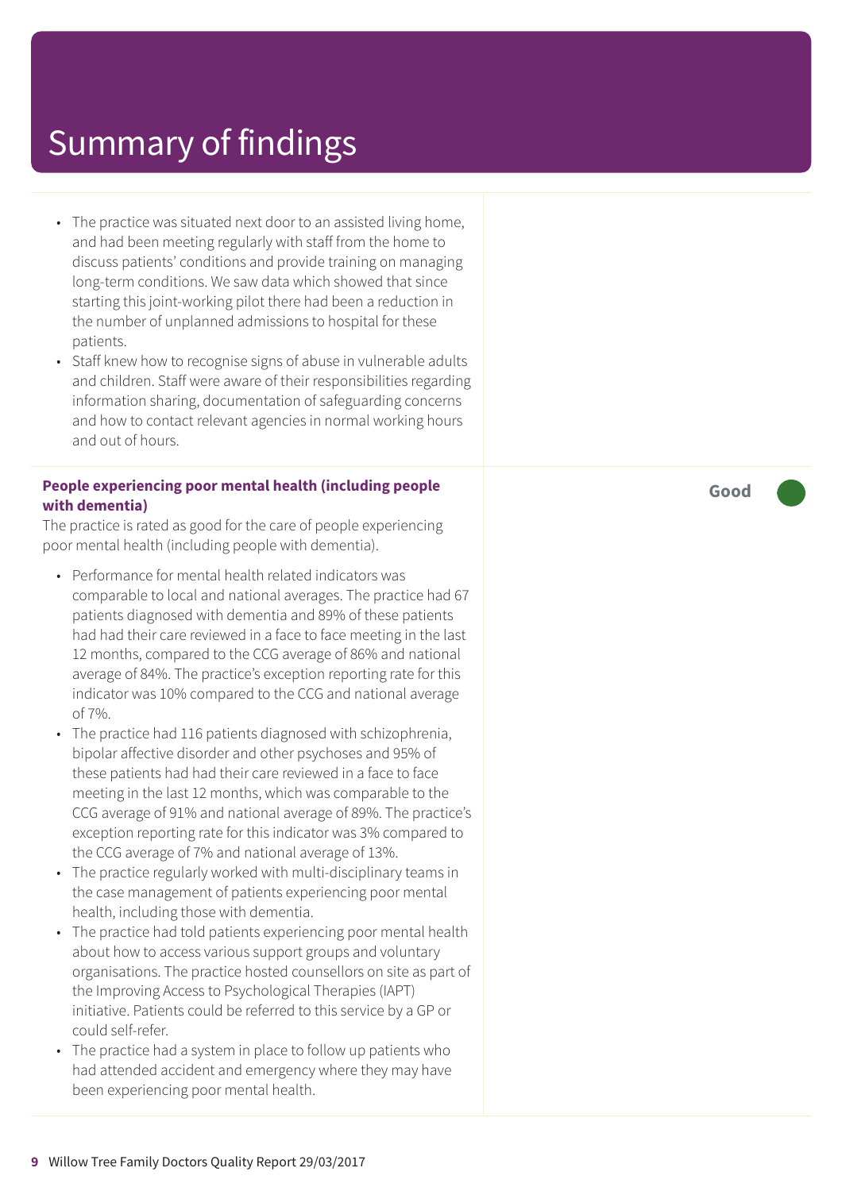# Summary of findings

- The practice was situated next door to an assisted living home, and had been meeting regularly with staff from the home to discuss patients' conditions and provide training on managing long-term conditions. We saw data which showed that since starting this joint-working pilot there had been a reduction in the number of unplanned admissions to hospital for these patients.
- Staff knew how to recognise signs of abuse in vulnerable adults and children. Staff were aware of their responsibilities regarding information sharing, documentation of safeguarding concerns and how to contact relevant agencies in normal working hours and out of hours.

**People experiencing poor mental health (including people with dementia)**

**Good**

The practice is rated as good for the care of people experiencing poor mental health (including people with dementia).

- Performance for mental health related indicators was comparable to local and national averages. The practice had 67 patients diagnosed with dementia and 89% of these patients had had their care reviewed in a face to face meeting in the last 12 months, compared to the CCG average of 86% and national average of 84%. The practice's exception reporting rate for this indicator was 10% compared to the CCG and national average of 7%.
- The practice had 116 patients diagnosed with schizophrenia, bipolar affective disorder and other psychoses and 95% of these patients had had their care reviewed in a face to face meeting in the last 12 months, which was comparable to the CCG average of 91% and national average of 89%. The practice's exception reporting rate for this indicator was 3% compared to the CCG average of 7% and national average of 13%.
- The practice regularly worked with multi-disciplinary teams in the case management of patients experiencing poor mental health, including those with dementia.
- The practice had told patients experiencing poor mental health about how to access various support groups and voluntary organisations. The practice hosted counsellors on site as part of the Improving Access to Psychological Therapies (IAPT) initiative. Patients could be referred to this service by a GP or could self-refer.
- The practice had a system in place to follow up patients who had attended accident and emergency where they may have been experiencing poor mental health.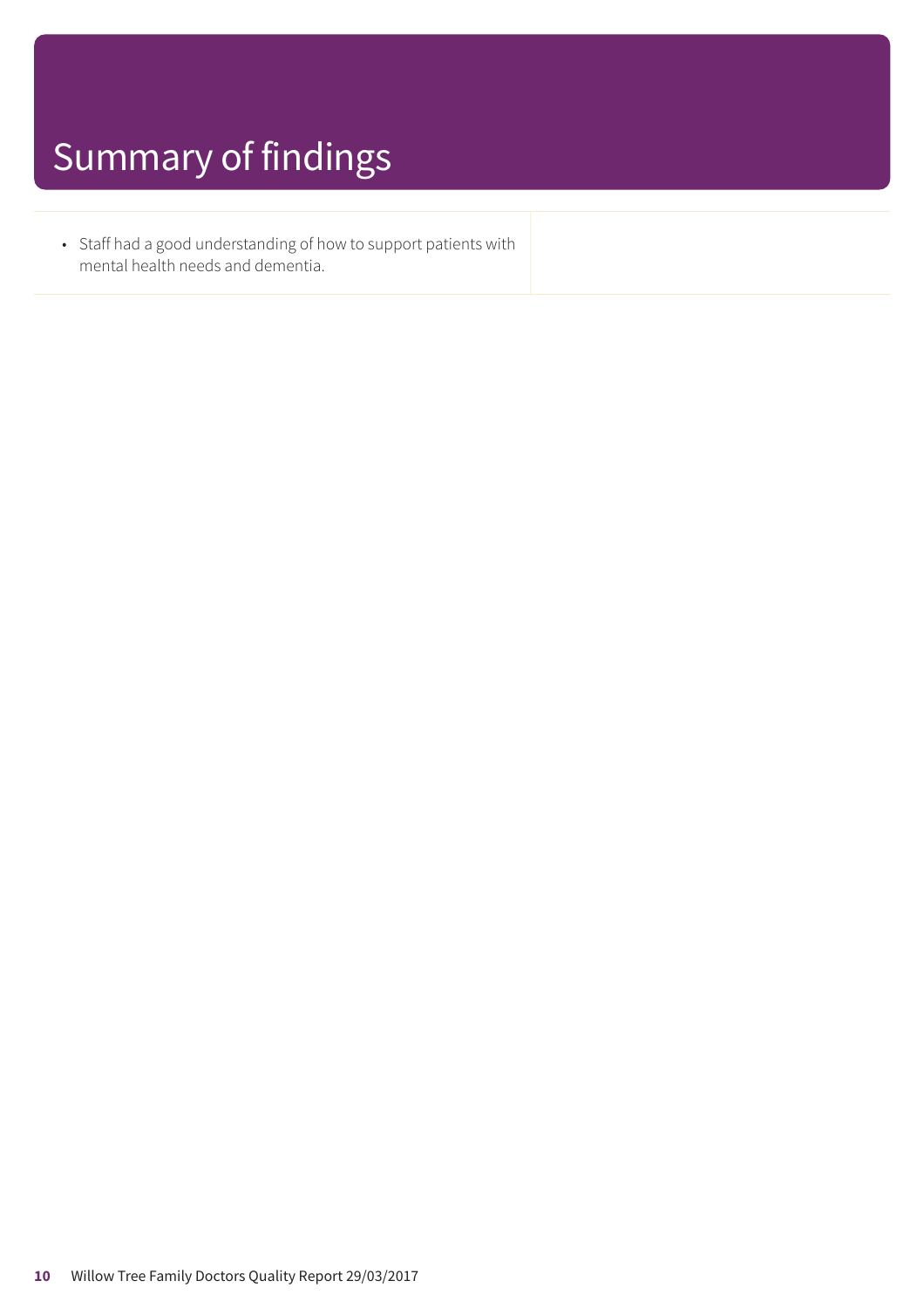# Summary of findings

- Staff had a good understanding of how to support patients with mental health needs and dementia.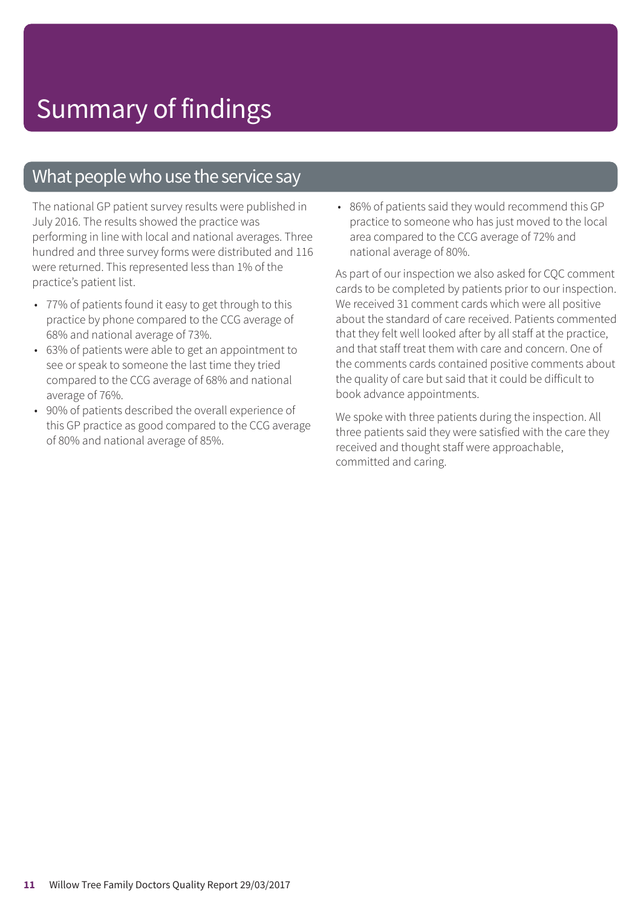# Summary of findings

## What people who use the service say

The national GP patient survey results were published in July 2016. The results showed the practice was performing in line with local and national averages. Three hundred and three survey forms were distributed and 116 were returned. This represented less than 1% of the practice's patient list.

- 77% of patients found it easy to get through to this practice by phone compared to the CCG average of 68% and national average of 73%.
- 63% of patients were able to get an appointment to see or speak to someone the last time they tried compared to the CCG average of 68% and national average of 76%.
- 90% of patients described the overall experience of this GP practice as good compared to the CCG average of 80% and national average of 85%.
- 86% of patients said they would recommend this GP practice to someone who has just moved to the local area compared to the CCG average of 72% and national average of 80%.

As part of our inspection we also asked for CQC comment cards to be completed by patients prior to our inspection. We received 31 comment cards which were all positive about the standard of care received. Patients commented that they felt well looked after by all staff at the practice, and that staff treat them with care and concern. One of the comments cards contained positive comments about the quality of care but said that it could be difficult to book advance appointments.

We spoke with three patients during the inspection. All three patients said they were satisfied with the care they received and thought staff were approachable, committed and caring.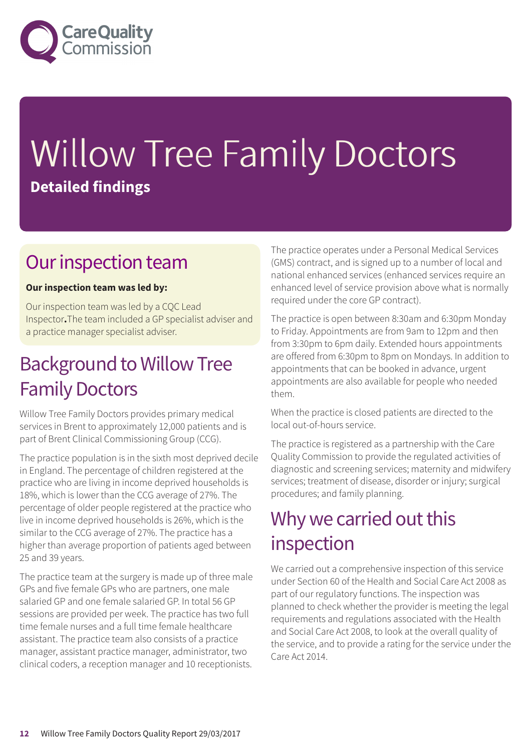# Willow Tree Family Doctors

**Detailed findings**

## Our inspection team

**Our inspection team was led by:**

Our inspection team was led by a CQC Lead Inspector**.**The team included a GP specialist adviser and a practice manager specialist adviser.

## Background to Willow Tree Family Doctors

Willow Tree Family Doctors provides primary medical services in Brent to approximately 12,000 patients and is part of Brent Clinical Commissioning Group (CCG).

The practice population is in the sixth most deprived decile in England. The percentage of children registered at the practice who are living in income deprived households is 18%, which is lower than the CCG average of 27%. The percentage of older people registered at the practice who live in income deprived households is 26%, which is the similar to the CCG average of 27%. The practice has a higher than average proportion of patients aged between 25 and 39 years.

The practice team at the surgery is made up of three male GPs and five female GPs who are partners, one male salaried GP and one female salaried GP. In total 56 GP sessions are provided per week. The practice has two full time female nurses and a full time female healthcare assistant. The practice team also consists of a practice manager, assistant practice manager, administrator, two clinical coders, a reception manager and 10 receptionists.

The practice operates under a Personal Medical Services (GMS) contract, and is signed up to a number of local and national enhanced services (enhanced services require an enhanced level of service provision above what is normally required under the core GP contract).

The practice is open between 8:30am and 6:30pm Monday to Friday. Appointments are from 9am to 12pm and then from 3:30pm to 6pm daily. Extended hours appointments are offered from 6:30pm to 8pm on Mondays. In addition to appointments that can be booked in advance, urgent appointments are also available for people who needed them.

When the practice is closed patients are directed to the local out-of-hours service.

The practice is registered as a partnership with the Care Quality Commission to provide the regulated activities of diagnostic and screening services; maternity and midwifery services; treatment of disease, disorder or injury; surgical procedures; and family planning.

## Why we carried out this inspection

We carried out a comprehensive inspection of this service under Section 60 of the Health and Social Care Act 2008 as part of our regulatory functions. The inspection was planned to check whether the provider is meeting the legal requirements and regulations associated with the Health and Social Care Act 2008, to look at the overall quality of the service, and to provide a rating for the service under the Care Act 2014.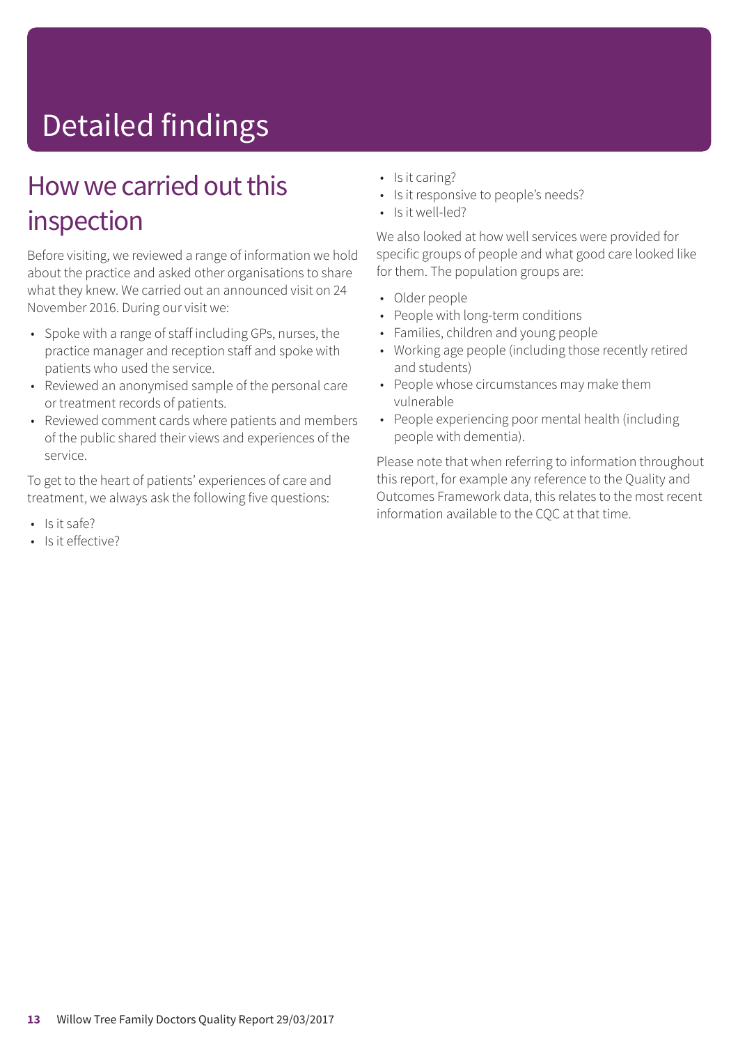# Detailed findings

## How we carried out this inspection

Before visiting, we reviewed a range of information we hold about the practice and asked other organisations to share what they knew. We carried out an announced visit on 24 November 2016. During our visit we:

- Spoke with a range of staff including GPs, nurses, the practice manager and reception staff and spoke with patients who used the service.
- Reviewed an anonymised sample of the personal care or treatment records of patients.
- Reviewed comment cards where patients and members of the public shared their views and experiences of the service.

To get to the heart of patients' experiences of care and treatment, we always ask the following five questions:

- Is it safe?
- Is it effective?
- Is it caring?
- Is it responsive to people's needs?
- Is it well-led?

We also looked at how well services were provided for specific groups of people and what good care looked like for them. The population groups are:

- Older people
- People with long-term conditions
- Families, children and young people
- Working age people (including those recently retired and students)
- People whose circumstances may make them vulnerable
- People experiencing poor mental health (including people with dementia).

Please note that when referring to information throughout this report, for example any reference to the Quality and Outcomes Framework data, this relates to the most recent information available to the CQC at that time.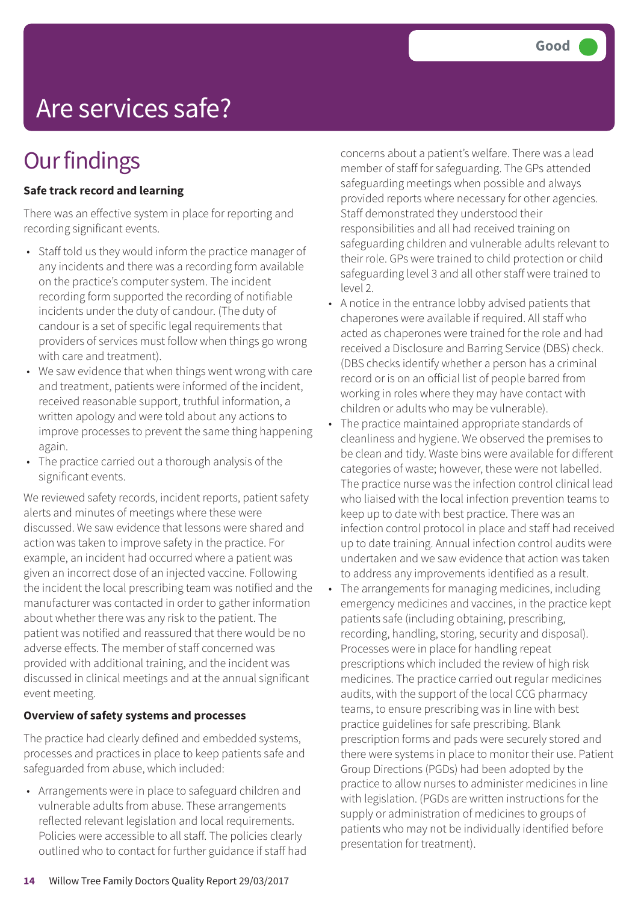Good

# Are services safe?

## Our findings

**Safe track record and learning**

There was an effective system in place for reporting and recording significant events.

- Staff told us they would inform the practice manager of any incidents and there was a recording form available on the practice's computer system. The incident recording form supported the recording of notifiable incidents under the duty of candour. (The duty of candour is a set of specific legal requirements that providers of services must follow when things go wrong with care and treatment).
- We saw evidence that when things went wrong with care and treatment, patients were informed of the incident, received reasonable support, truthful information, a written apology and were told about any actions to improve processes to prevent the same thing happening again.
- The practice carried out a thorough analysis of the significant events.

We reviewed safety records, incident reports, patient safety alerts and minutes of meetings where these were discussed. We saw evidence that lessons were shared and action was taken to improve safety in the practice. For example, an incident had occurred where a patient was given an incorrect dose of an injected vaccine. Following the incident the local prescribing team was notified and the manufacturer was contacted in order to gather information about whether there was any risk to the patient. The patient was notified and reassured that there would be no adverse effects. The member of staff concerned was provided with additional training, and the incident was discussed in clinical meetings and at the annual significant event meeting.

**Overview of safety systems and processes**

The practice had clearly defined and embedded systems, processes and practices in place to keep patients safe and safeguarded from abuse, which included:

- Arrangements were in place to safeguard children and vulnerable adults from abuse. These arrangements reflected relevant legislation and local requirements. Policies were accessible to all staff. The policies clearly outlined who to contact for further guidance if staff had concerns about a patient's welfare. There was a lead member of staff for safeguarding. The GPs attended safeguarding meetings when possible and always provided reports where necessary for other agencies. Staff demonstrated they understood their responsibilities and all had received training on safeguarding children and vulnerable adults relevant to their role. GPs were trained to child protection or child safeguarding level 3 and all other staff were trained to level 2.
- A notice in the entrance lobby advised patients that chaperones were available if required. All staff who acted as chaperones were trained for the role and had received a Disclosure and Barring Service (DBS) check. (DBS checks identify whether a person has a criminal record or is on an official list of people barred from working in roles where they may have contact with children or adults who may be vulnerable).
- The practice maintained appropriate standards of cleanliness and hygiene. We observed the premises to be clean and tidy. Waste bins were available for different categories of waste; however, these were not labelled. The practice nurse was the infection control clinical lead who liaised with the local infection prevention teams to keep up to date with best practice. There was an infection control protocol in place and staff had received up to date training. Annual infection control audits were undertaken and we saw evidence that action was taken to address any improvements identified as a result.
- The arrangements for managing medicines, including emergency medicines and vaccines, in the practice kept patients safe (including obtaining, prescribing, recording, handling, storing, security and disposal). Processes were in place for handling repeat prescriptions which included the review of high risk medicines. The practice carried out regular medicines audits, with the support of the local CCG pharmacy teams, to ensure prescribing was in line with best practice guidelines for safe prescribing. Blank prescription forms and pads were securely stored and there were systems in place to monitor their use. Patient Group Directions (PGDs) had been adopted by the practice to allow nurses to administer medicines in line with legislation. (PGDs are written instructions for the supply or administration of medicines to groups of patients who may not be individually identified before presentation for treatment).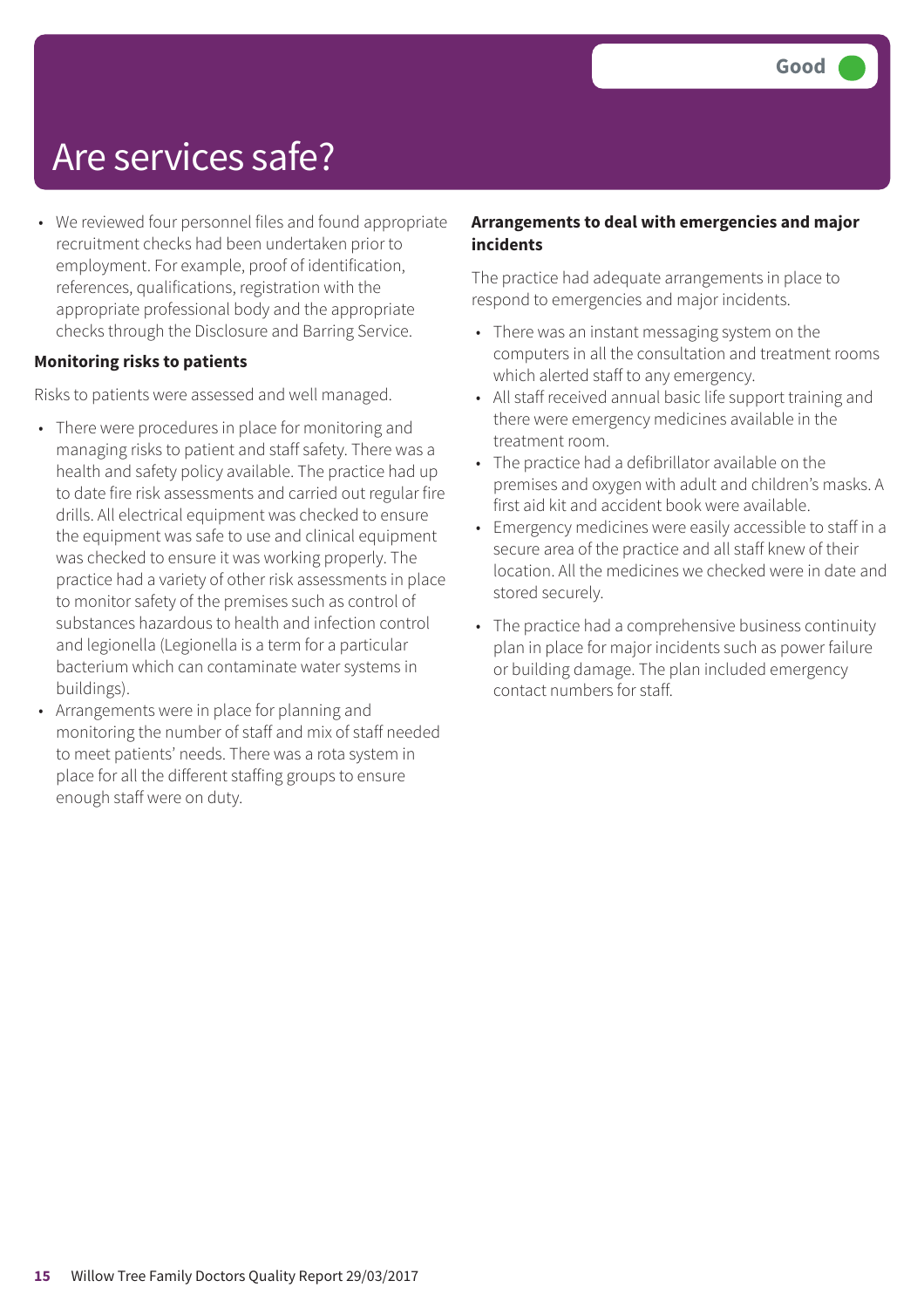# Are services safe?

**Good**

- We reviewed four personnel files and found appropriate recruitment checks had been undertaken prior to employment. For example, proof of identification, references, qualifications, registration with the appropriate professional body and the appropriate checks through the Disclosure and Barring Service.

**Monitoring risks to patients**

Risks to patients were assessed and well managed.

- There were procedures in place for monitoring and managing risks to patient and staff safety. There was a health and safety policy available. The practice had up to date fire risk assessments and carried out regular fire drills. All electrical equipment was checked to ensure the equipment was safe to use and clinical equipment was checked to ensure it was working properly. The practice had a variety of other risk assessments in place to monitor safety of the premises such as control of substances hazardous to health and infection control and legionella (Legionella is a term for a particular bacterium which can contaminate water systems in buildings).
- Arrangements were in place for planning and monitoring the number of staff and mix of staff needed to meet patients' needs. There was a rota system in place for all the different staffing groups to ensure enough staff were on duty.

**Arrangements to deal with emergencies and major incidents**

The practice had adequate arrangements in place to respond to emergencies and major incidents.

- There was an instant messaging system on the computers in all the consultation and treatment rooms which alerted staff to any emergency.
- All staff received annual basic life support training and there were emergency medicines available in the treatment room.
- The practice had a defibrillator available on the premises and oxygen with adult and children's masks. A first aid kit and accident book were available.
- Emergency medicines were easily accessible to staff in a secure area of the practice and all staff knew of their location. All the medicines we checked were in date and stored securely.
- The practice had a comprehensive business continuity plan in place for major incidents such as power failure or building damage. The plan included emergency contact numbers for staff.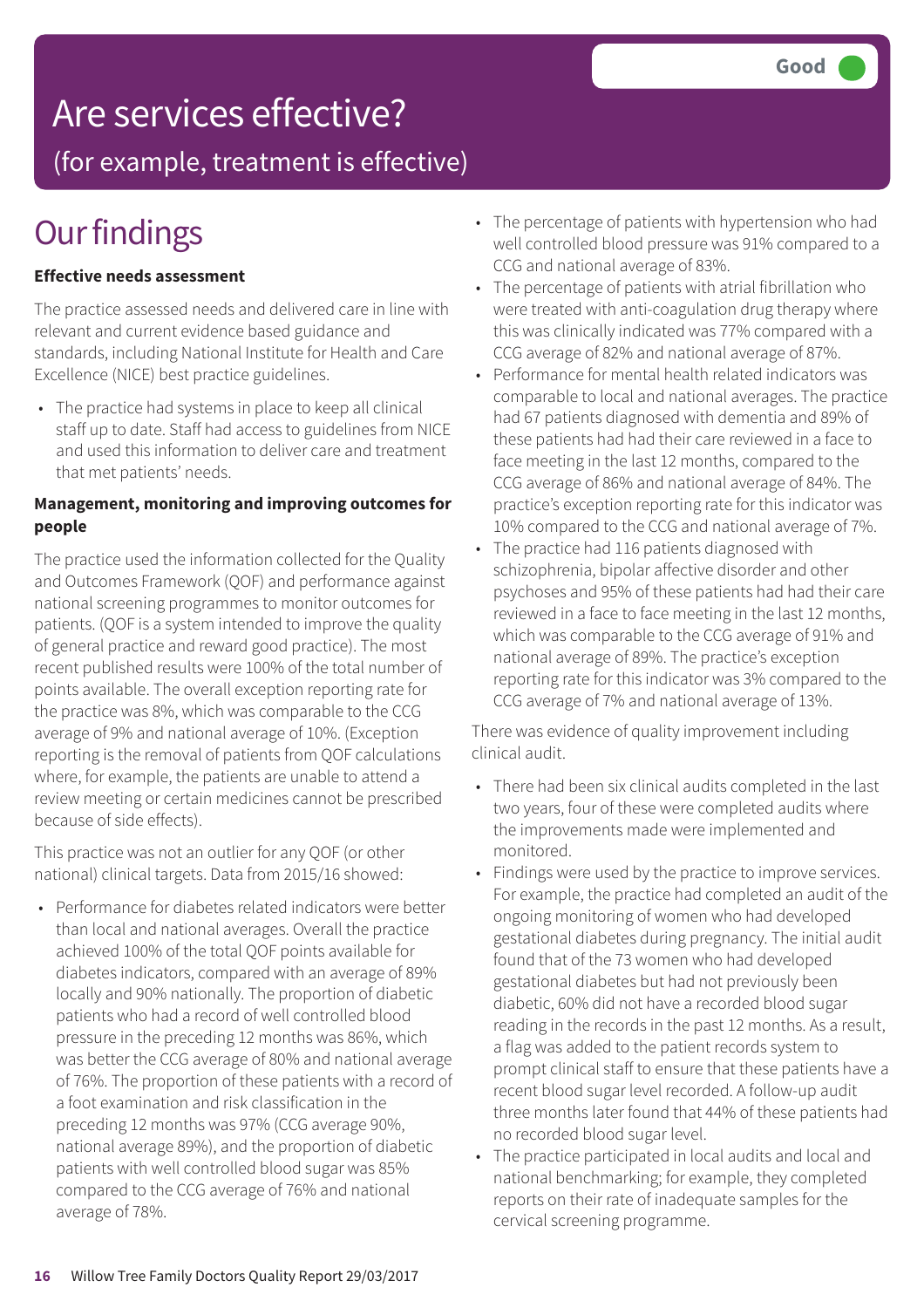# Are services effective?

(for example, treatment is effective)

**Good**

## Our findings

**Effective needs assessment**

The practice assessed needs and delivered care in line with relevant and current evidence based guidance and standards, including National Institute for Health and Care Excellence (NICE) best practice guidelines.

- The practice had systems in place to keep all clinical staff up to date. Staff had access to guidelines from NICE and used this information to deliver care and treatment that met patients' needs.

**Management, monitoring and improving outcomes for people**

The practice used the information collected for the Quality and Outcomes Framework (QOF) and performance against national screening programmes to monitor outcomes for patients. (QOF is a system intended to improve the quality of general practice and reward good practice). The most recent published results were 100% of the total number of points available. The overall exception reporting rate for the practice was 8%, which was comparable to the CCG average of 9% and national average of 10%. (Exception reporting is the removal of patients from QOF calculations where, for example, the patients are unable to attend a review meeting or certain medicines cannot be prescribed because of side effects).

This practice was not an outlier for any QOF (or other national) clinical targets. Data from 2015/16 showed:

- Performance for diabetes related indicators were better than local and national averages. Overall the practice achieved 100% of the total QOF points available for diabetes indicators, compared with an average of 89% locally and 90% nationally. The proportion of diabetic patients who had a record of well controlled blood pressure in the preceding 12 months was 86%, which was better the CCG average of 80% and national average of 76%. The proportion of these patients with a record of a foot examination and risk classification in the preceding 12 months was 97% (CCG average 90%, national average 89%), and the proportion of diabetic patients with well controlled blood sugar was 85% compared to the CCG average of 76% and national average of 78%.
- The percentage of patients with hypertension who had well controlled blood pressure was 91% compared to a CCG and national average of 83%.
- The percentage of patients with atrial fibrillation who were treated with anti-coagulation drug therapy where this was clinically indicated was 77% compared with a CCG average of 82% and national average of 87%.
- Performance for mental health related indicators was comparable to local and national averages. The practice had 67 patients diagnosed with dementia and 89% of these patients had had their care reviewed in a face to face meeting in the last 12 months, compared to the CCG average of 86% and national average of 84%. The practice's exception reporting rate for this indicator was 10% compared to the CCG and national average of 7%.
- The practice had 116 patients diagnosed with schizophrenia, bipolar affective disorder and other psychoses and 95% of these patients had had their care reviewed in a face to face meeting in the last 12 months, which was comparable to the CCG average of 91% and national average of 89%. The practice's exception reporting rate for this indicator was 3% compared to the CCG average of 7% and national average of 13%.

There was evidence of quality improvement including clinical audit.

- There had been six clinical audits completed in the last two years, four of these were completed audits where the improvements made were implemented and monitored.
- Findings were used by the practice to improve services. For example, the practice had completed an audit of the ongoing monitoring of women who had developed gestational diabetes during pregnancy. The initial audit found that of the 73 women who had developed gestational diabetes but had not previously been diabetic, 60% did not have a recorded blood sugar reading in the records in the past 12 months. As a result, a flag was added to the patient records system to prompt clinical staff to ensure that these patients have a recent blood sugar level recorded. A follow-up audit three months later found that 44% of these patients had no recorded blood sugar level.
- The practice participated in local audits and local and national benchmarking; for example, they completed reports on their rate of inadequate samples for the cervical screening programme.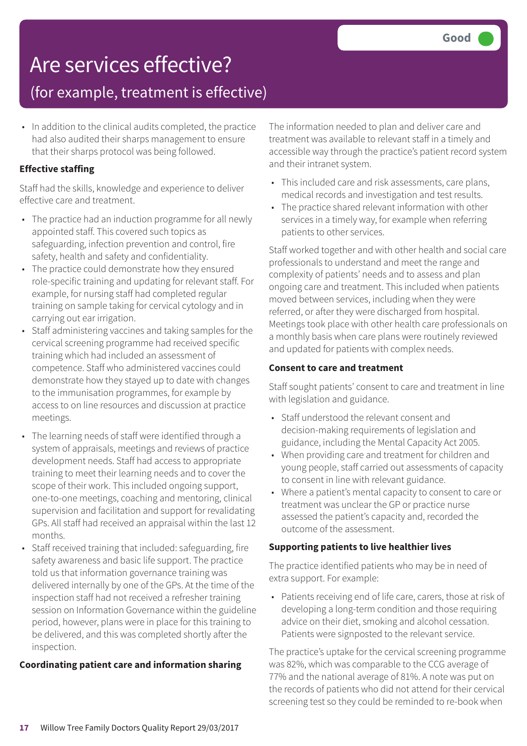# Are services effective?

## (for example, treatment is effective)

Good

- In addition to the clinical audits completed, the practice had also audited their sharps management to ensure that their sharps protocol was being followed.

**Effective staffing**

Staff had the skills, knowledge and experience to deliver effective care and treatment.

- The practice had an induction programme for all newly appointed staff. This covered such topics as safeguarding, infection prevention and control, fire safety, health and safety and confidentiality.
- The practice could demonstrate how they ensured role-specific training and updating for relevant staff. For example, for nursing staff had completed regular training on sample taking for cervical cytology and in carrying out ear irrigation.
- Staff administering vaccines and taking samples for the cervical screening programme had received specific training which had included an assessment of competence. Staff who administered vaccines could demonstrate how they stayed up to date with changes to the immunisation programmes, for example by access to on line resources and discussion at practice meetings.
- The learning needs of staff were identified through a system of appraisals, meetings and reviews of practice development needs. Staff had access to appropriate training to meet their learning needs and to cover the scope of their work. This included ongoing support, one-to-one meetings, coaching and mentoring, clinical supervision and facilitation and support for revalidating GPs. All staff had received an appraisal within the last 12 months.
- Staff received training that included: safeguarding, fire safety awareness and basic life support. The practice told us that information governance training was delivered internally by one of the GPs. At the time of the inspection staff had not received a refresher training session on Information Governance within the guideline period, however, plans were in place for this training to be delivered, and this was completed shortly after the inspection.

**Coordinating patient care and information sharing**

The information needed to plan and deliver care and treatment was available to relevant staff in a timely and accessible way through the practice's patient record system and their intranet system.

- This included care and risk assessments, care plans, medical records and investigation and test results.
- The practice shared relevant information with other services in a timely way, for example when referring patients to other services.

Staff worked together and with other health and social care professionals to understand and meet the range and complexity of patients' needs and to assess and plan ongoing care and treatment. This included when patients moved between services, including when they were referred, or after they were discharged from hospital. Meetings took place with other health care professionals on a monthly basis when care plans were routinely reviewed and updated for patients with complex needs.

**Consent to care and treatment**

Staff sought patients' consent to care and treatment in line with legislation and guidance.

- Staff understood the relevant consent and decision-making requirements of legislation and guidance, including the Mental Capacity Act 2005.
- When providing care and treatment for children and young people, staff carried out assessments of capacity to consent in line with relevant guidance.
- Where a patient's mental capacity to consent to care or treatment was unclear the GP or practice nurse assessed the patient's capacity and, recorded the outcome of the assessment.

**Supporting patients to live healthier lives**

The practice identified patients who may be in need of extra support. For example:

- Patients receiving end of life care, carers, those at risk of developing a long-term condition and those requiring advice on their diet, smoking and alcohol cessation. Patients were signposted to the relevant service.

The practice's uptake for the cervical screening programme was 82%, which was comparable to the CCG average of 77% and the national average of 81%. A note was put on the records of patients who did not attend for their cervical screening test so they could be reminded to re-book when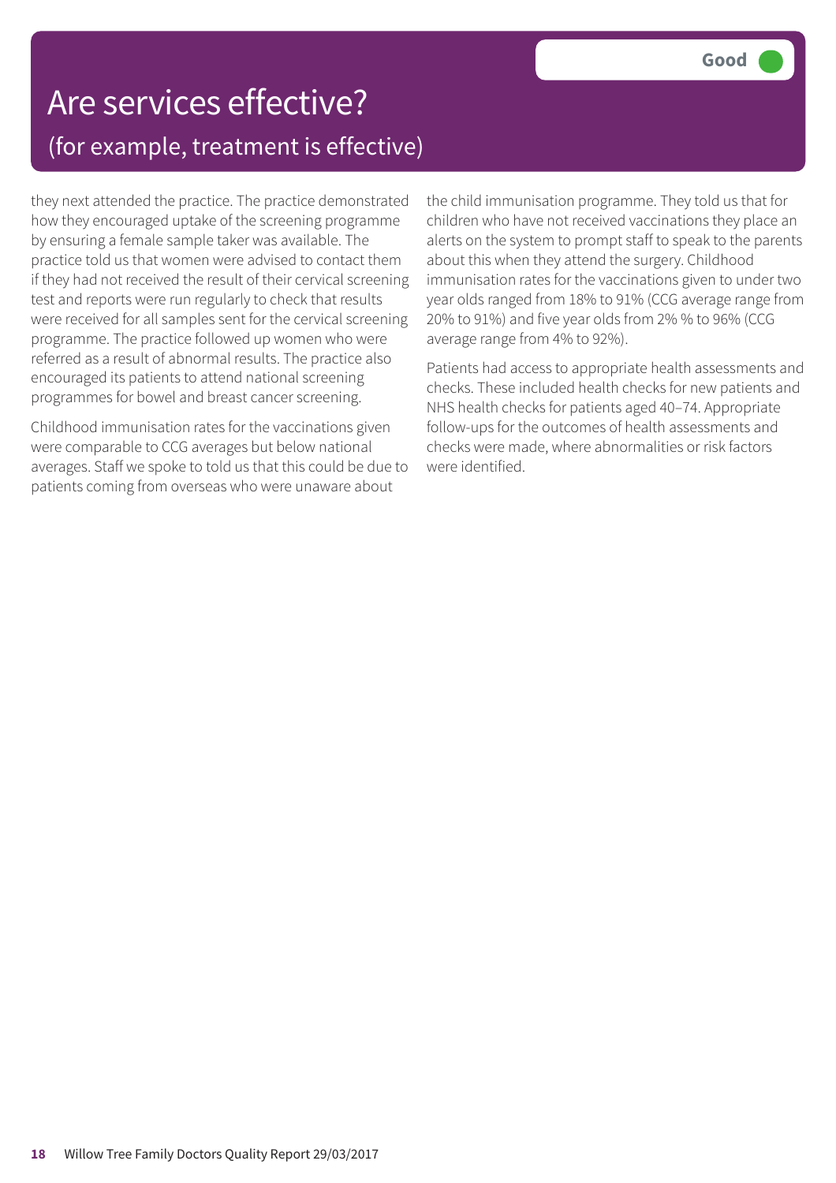# Are services effective?

## (for example, treatment is effective)

**Good**

they next attended the practice. The practice demonstrated how they encouraged uptake of the screening programme by ensuring a female sample taker was available. The practice told us that women were advised to contact them if they had not received the result of their cervical screening test and reports were run regularly to check that results were received for all samples sent for the cervical screening programme. The practice followed up women who were referred as a result of abnormal results. The practice also encouraged its patients to attend national screening programmes for bowel and breast cancer screening.

Childhood immunisation rates for the vaccinations given were comparable to CCG averages but below national averages. Staff we spoke to told us that this could be due to patients coming from overseas who were unaware about the child immunisation programme. They told us that for children who have not received vaccinations they place an alerts on the system to prompt staff to speak to the parents about this when they attend the surgery. Childhood immunisation rates for the vaccinations given to under two year olds ranged from 18% to 91% (CCG average range from 20% to 91%) and five year olds from 2% % to 96% (CCG average range from 4% to 92%).

Patients had access to appropriate health assessments and checks. These included health checks for new patients and NHS health checks for patients aged 40–74. Appropriate follow-ups for the outcomes of health assessments and checks were made, where abnormalities or risk factors were identified.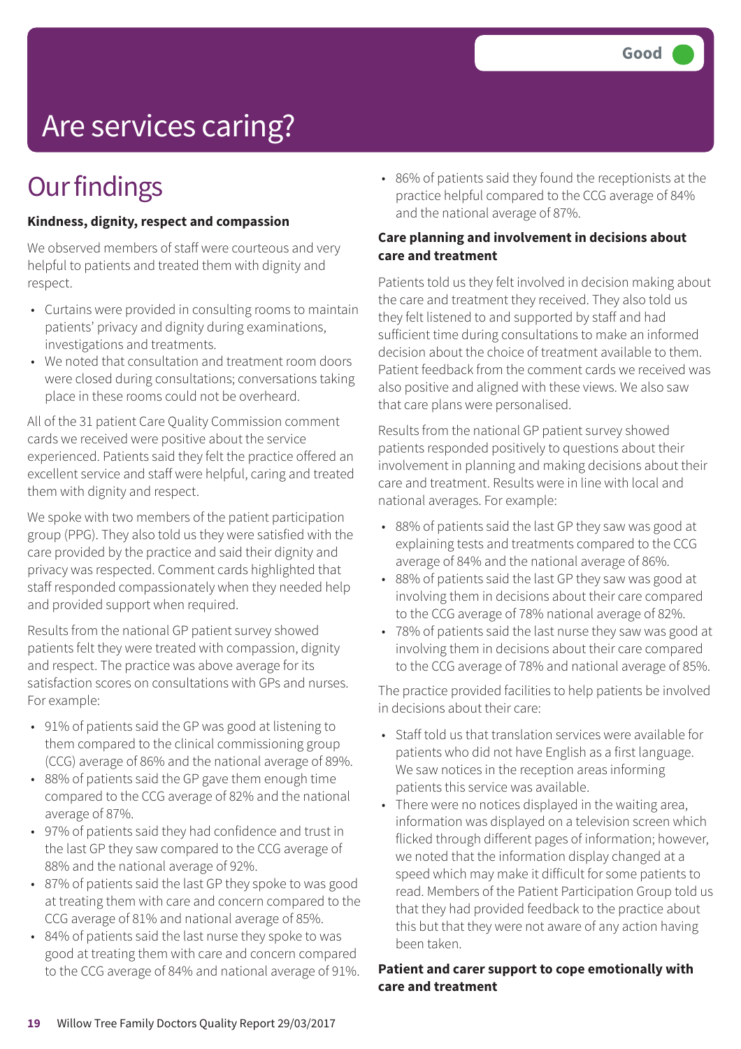Good

# Are services caring?

## Our findings

**Kindness, dignity, respect and compassion**

We observed members of staff were courteous and very helpful to patients and treated them with dignity and respect.

- Curtains were provided in consulting rooms to maintain patients' privacy and dignity during examinations, investigations and treatments.
- We noted that consultation and treatment room doors were closed during consultations; conversations taking place in these rooms could not be overheard.

All of the 31 patient Care Quality Commission comment cards we received were positive about the service experienced. Patients said they felt the practice offered an excellent service and staff were helpful, caring and treated them with dignity and respect.

We spoke with two members of the patient participation group (PPG). They also told us they were satisfied with the care provided by the practice and said their dignity and privacy was respected. Comment cards highlighted that staff responded compassionately when they needed help and provided support when required.

Results from the national GP patient survey showed patients felt they were treated with compassion, dignity and respect. The practice was above average for its satisfaction scores on consultations with GPs and nurses. For example:

- 91% of patients said the GP was good at listening to them compared to the clinical commissioning group (CCG) average of 86% and the national average of 89%.
- 88% of patients said the GP gave them enough time compared to the CCG average of 82% and the national average of 87%.
- 97% of patients said they had confidence and trust in the last GP they saw compared to the CCG average of 88% and the national average of 92%.
- 87% of patients said the last GP they spoke to was good at treating them with care and concern compared to the CCG average of 81% and national average of 85%.
- 84% of patients said the last nurse they spoke to was good at treating them with care and concern compared to the CCG average of 84% and national average of 91%.
- 86% of patients said they found the receptionists at the practice helpful compared to the CCG average of 84% and the national average of 87%.

**Care planning and involvement in decisions about care and treatment**

Patients told us they felt involved in decision making about the care and treatment they received. They also told us they felt listened to and supported by staff and had sufficient time during consultations to make an informed decision about the choice of treatment available to them. Patient feedback from the comment cards we received was also positive and aligned with these views. We also saw that care plans were personalised.

Results from the national GP patient survey showed patients responded positively to questions about their involvement in planning and making decisions about their care and treatment. Results were in line with local and national averages. For example:

- 88% of patients said the last GP they saw was good at explaining tests and treatments compared to the CCG average of 84% and the national average of 86%.
- 88% of patients said the last GP they saw was good at involving them in decisions about their care compared to the CCG average of 78% national average of 82%.
- 78% of patients said the last nurse they saw was good at involving them in decisions about their care compared to the CCG average of 78% and national average of 85%.

The practice provided facilities to help patients be involved in decisions about their care:

- Staff told us that translation services were available for patients who did not have English as a first language. We saw notices in the reception areas informing patients this service was available.
- There were no notices displayed in the waiting area, information was displayed on a television screen which flicked through different pages of information; however, we noted that the information display changed at a speed which may make it difficult for some patients to read. Members of the Patient Participation Group told us that they had provided feedback to the practice about this but that they were not aware of any action having been taken.

**Patient and carer support to cope emotionally with care and treatment**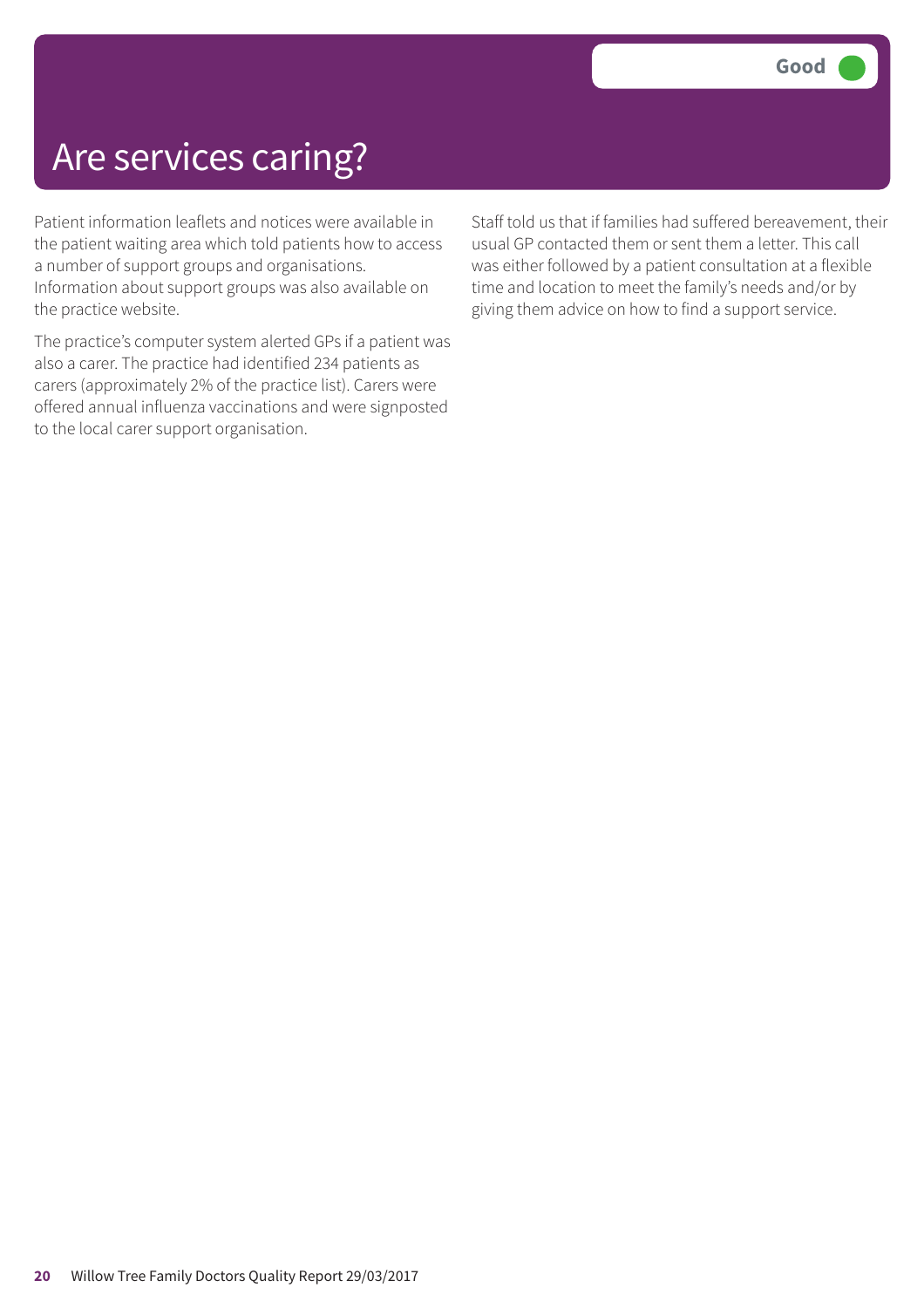# Are services caring?

**Good**

Patient information leaflets and notices were available in the patient waiting area which told patients how to access a number of support groups and organisations. Information about support groups was also available on the practice website.

The practice's computer system alerted GPs if a patient was also a carer. The practice had identified 234 patients as carers (approximately 2% of the practice list). Carers were offered annual influenza vaccinations and were signposted to the local carer support organisation.

Staff told us that if families had suffered bereavement, their usual GP contacted them or sent them a letter. This call was either followed by a patient consultation at a flexible time and location to meet the family's needs and/or by giving them advice on how to find a support service.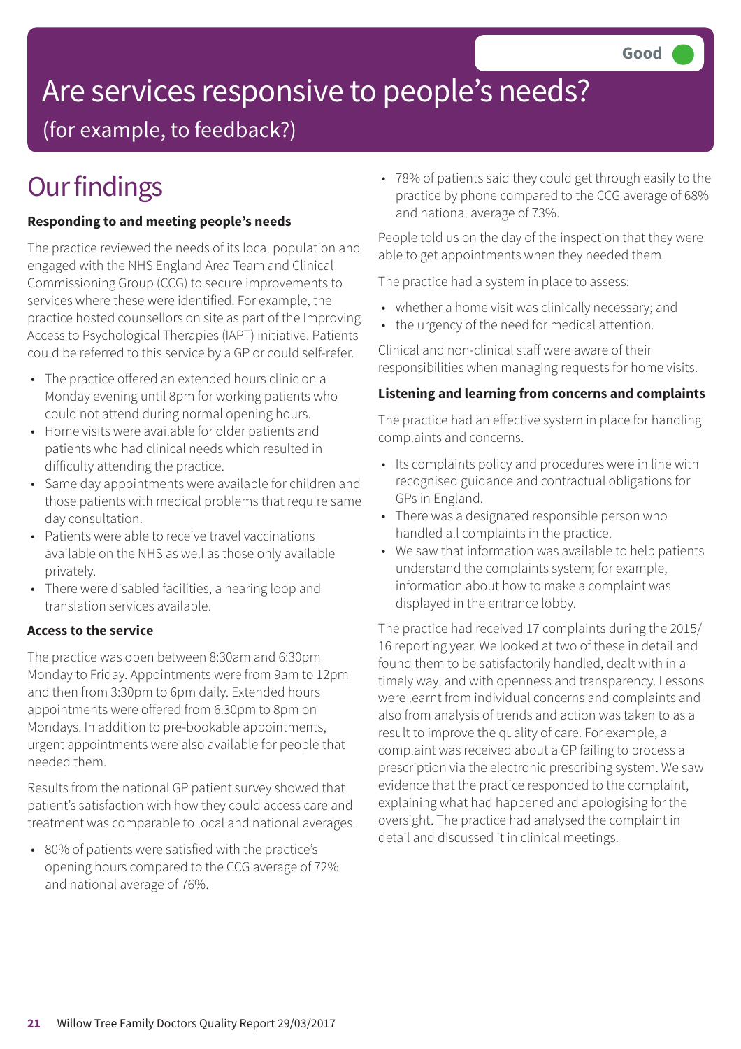Good

# Are services responsive to people's needs?

## (for example, to feedback?)

# Our findings

**Responding to and meeting people's needs**

The practice reviewed the needs of its local population and engaged with the NHS England Area Team and Clinical Commissioning Group (CCG) to secure improvements to services where these were identified. For example, the practice hosted counsellors on site as part of the Improving Access to Psychological Therapies (IAPT) initiative. Patients could be referred to this service by a GP or could self-refer.

- The practice offered an extended hours clinic on a Monday evening until 8pm for working patients who could not attend during normal opening hours.
- Home visits were available for older patients and patients who had clinical needs which resulted in difficulty attending the practice.
- Same day appointments were available for children and those patients with medical problems that require same day consultation.
- Patients were able to receive travel vaccinations available on the NHS as well as those only available privately.
- There were disabled facilities, a hearing loop and translation services available.

**Access to the service**

The practice was open between 8:30am and 6:30pm Monday to Friday. Appointments were from 9am to 12pm and then from 3:30pm to 6pm daily. Extended hours appointments were offered from 6:30pm to 8pm on Mondays. In addition to pre-bookable appointments, urgent appointments were also available for people that needed them.

Results from the national GP patient survey showed that patient's satisfaction with how they could access care and treatment was comparable to local and national averages.

- 80% of patients were satisfied with the practice's opening hours compared to the CCG average of 72% and national average of 76%.
- 78% of patients said they could get through easily to the practice by phone compared to the CCG average of 68% and national average of 73%.

People told us on the day of the inspection that they were able to get appointments when they needed them.

The practice had a system in place to assess:

- whether a home visit was clinically necessary; and
- the urgency of the need for medical attention.

Clinical and non-clinical staff were aware of their responsibilities when managing requests for home visits.

**Listening and learning from concerns and complaints**

The practice had an effective system in place for handling complaints and concerns.

- Its complaints policy and procedures were in line with recognised guidance and contractual obligations for GPs in England.
- There was a designated responsible person who handled all complaints in the practice.
- We saw that information was available to help patients understand the complaints system; for example, information about how to make a complaint was displayed in the entrance lobby.

The practice had received 17 complaints during the 2015/16 reporting year. We looked at two of these in detail and found them to be satisfactorily handled, dealt with in a timely way, and with openness and transparency. Lessons were learnt from individual concerns and complaints and also from analysis of trends and action was taken to as a result to improve the quality of care. For example, a complaint was received about a GP failing to process a prescription via the electronic prescribing system. We saw evidence that the practice responded to the complaint, explaining what had happened and apologising for the oversight. The practice had analysed the complaint in detail and discussed it in clinical meetings.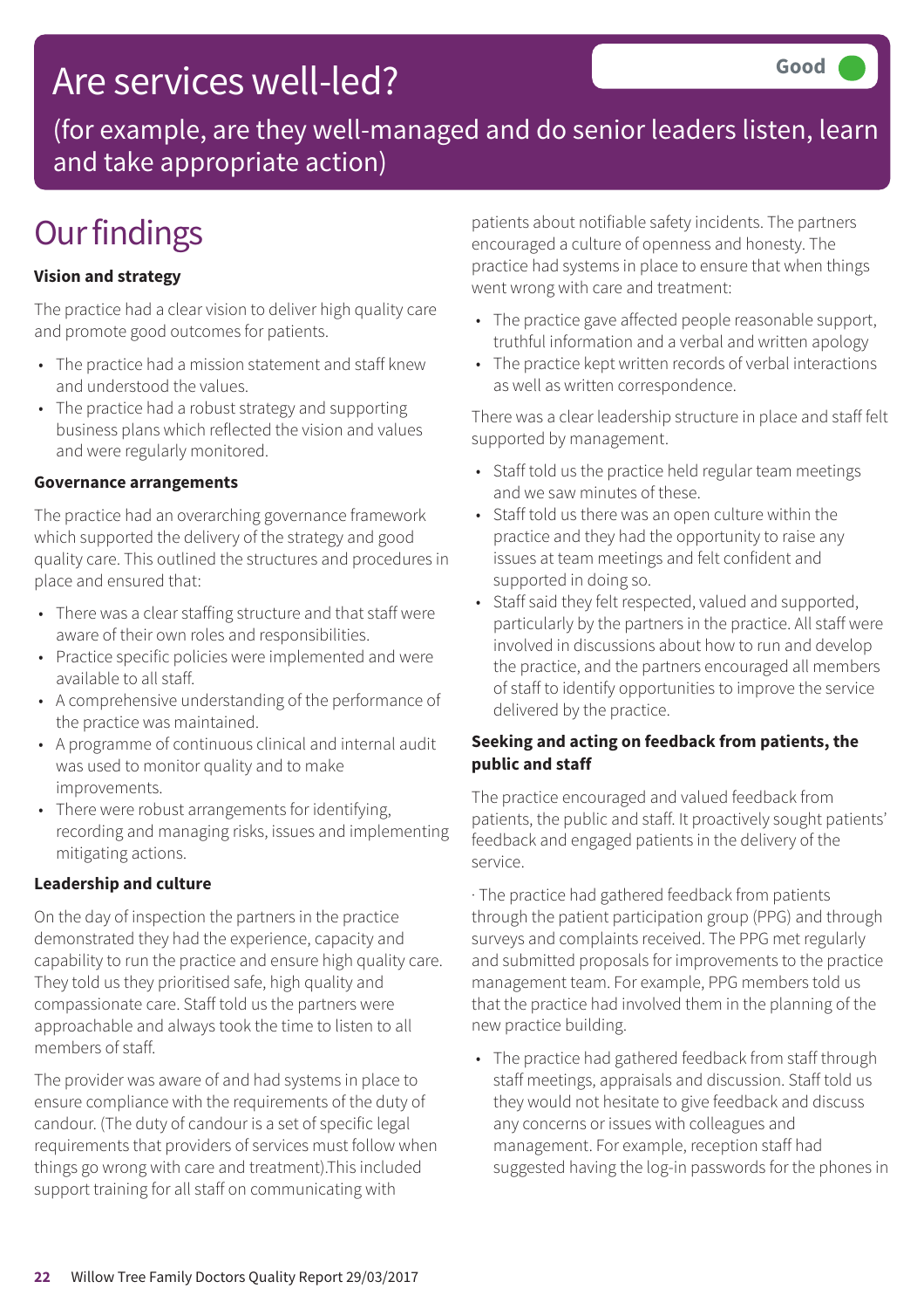# Are services well-led?

Good

(for example, are they well-managed and do senior leaders listen, learn and take appropriate action)

## Our findings

**Vision and strategy**

The practice had a clear vision to deliver high quality care and promote good outcomes for patients.

- The practice had a mission statement and staff knew and understood the values.
- The practice had a robust strategy and supporting business plans which reflected the vision and values and were regularly monitored.

**Governance arrangements**

The practice had an overarching governance framework which supported the delivery of the strategy and good quality care. This outlined the structures and procedures in place and ensured that:

- There was a clear staffing structure and that staff were aware of their own roles and responsibilities.
- Practice specific policies were implemented and were available to all staff.
- A comprehensive understanding of the performance of the practice was maintained.
- A programme of continuous clinical and internal audit was used to monitor quality and to make improvements.
- There were robust arrangements for identifying, recording and managing risks, issues and implementing mitigating actions.

**Leadership and culture**

On the day of inspection the partners in the practice demonstrated they had the experience, capacity and capability to run the practice and ensure high quality care. They told us they prioritised safe, high quality and compassionate care. Staff told us the partners were approachable and always took the time to listen to all members of staff.

The provider was aware of and had systems in place to ensure compliance with the requirements of the duty of candour. (The duty of candour is a set of specific legal requirements that providers of services must follow when things go wrong with care and treatment).This included support training for all staff on communicating with patients about notifiable safety incidents. The partners encouraged a culture of openness and honesty. The practice had systems in place to ensure that when things went wrong with care and treatment:

- The practice gave affected people reasonable support, truthful information and a verbal and written apology
- The practice kept written records of verbal interactions as well as written correspondence.

There was a clear leadership structure in place and staff felt supported by management.

- Staff told us the practice held regular team meetings and we saw minutes of these.
- Staff told us there was an open culture within the practice and they had the opportunity to raise any issues at team meetings and felt confident and supported in doing so.
- Staff said they felt respected, valued and supported, particularly by the partners in the practice. All staff were involved in discussions about how to run and develop the practice, and the partners encouraged all members of staff to identify opportunities to improve the service delivered by the practice.

**Seeking and acting on feedback from patients, the public and staff**

The practice encouraged and valued feedback from patients, the public and staff. It proactively sought patients' feedback and engaged patients in the delivery of the service.

· The practice had gathered feedback from patients through the patient participation group (PPG) and through surveys and complaints received. The PPG met regularly and submitted proposals for improvements to the practice management team. For example, PPG members told us that the practice had involved them in the planning of the new practice building.

- The practice had gathered feedback from staff through staff meetings, appraisals and discussion. Staff told us they would not hesitate to give feedback and discuss any concerns or issues with colleagues and management. For example, reception staff had suggested having the log-in passwords for the phones in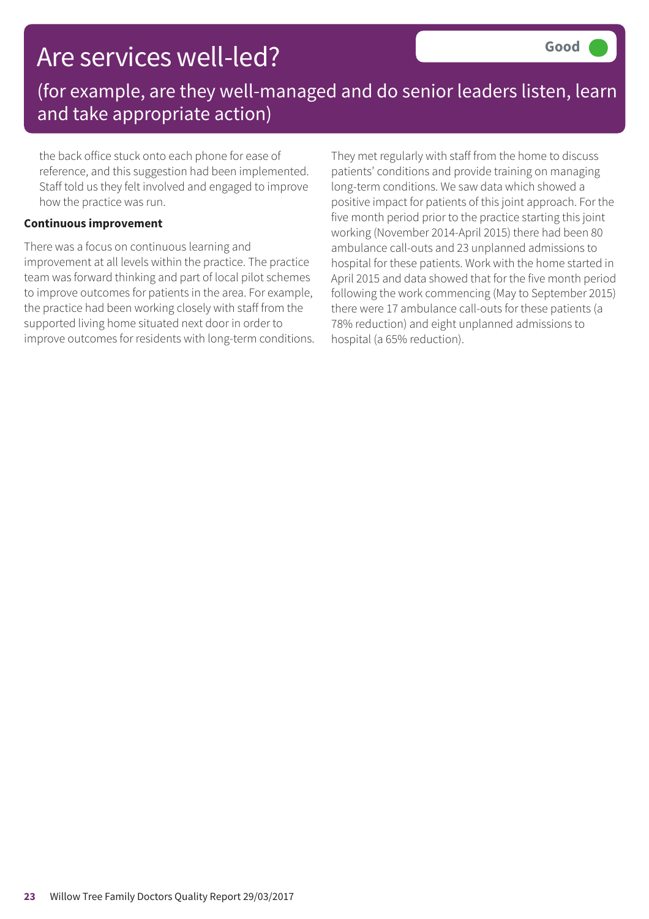# Are services well-led?

Good

(for example, are they well-managed and do senior leaders listen, learn and take appropriate action)

the back office stuck onto each phone for ease of reference, and this suggestion had been implemented. Staff told us they felt involved and engaged to improve how the practice was run.

**Continuous improvement**

There was a focus on continuous learning and improvement at all levels within the practice. The practice team was forward thinking and part of local pilot schemes to improve outcomes for patients in the area. For example, the practice had been working closely with staff from the supported living home situated next door in order to improve outcomes for residents with long-term conditions. They met regularly with staff from the home to discuss patients' conditions and provide training on managing long-term conditions. We saw data which showed a positive impact for patients of this joint approach. For the five month period prior to the practice starting this joint working (November 2014-April 2015) there had been 80 ambulance call-outs and 23 unplanned admissions to hospital for these patients. Work with the home started in April 2015 and data showed that for the five month period following the work commencing (May to September 2015) there were 17 ambulance call-outs for these patients (a 78% reduction) and eight unplanned admissions to hospital (a 65% reduction).